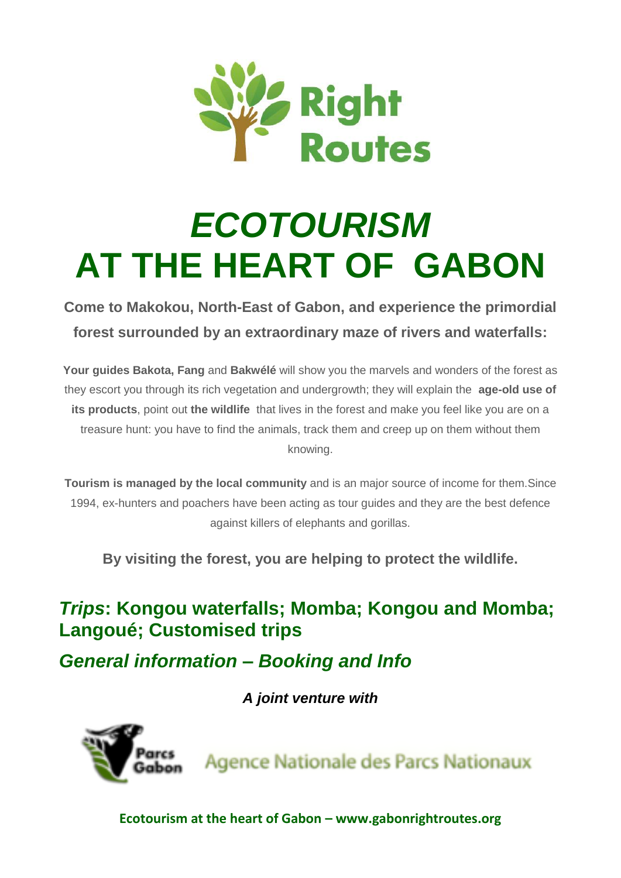Right Routes

# *ECOTOURISM*
# AT THE HEART OF GABON

**Come to Makokou, North-East of Gabon, and experience the primordial forest surrounded by an extraordinary maze of rivers and waterfalls:**

**Your guides Bakota, Fang** and **Bakwélé** will show you the marvels and wonders of the forest as they escort you through its rich vegetation and undergrowth; they will explain the **age-old use of its products**, point out **the wildlife** that lives in the forest and make you feel like you are on a treasure hunt: you have to find the animals, track them and creep up on them without them knowing.

**Tourism is managed by the local community** and is an major source of income for them.Since 1994, ex-hunters and poachers have been acting as tour guides and they are the best defence against killers of elephants and gorillas.

**By visiting the forest, you are helping to protect the wildlife.**

## *Trips*: Kongou waterfalls; Momba; Kongou and Momba; Langoué; Customised trips

## *General information – Booking and Info*

***A joint venture with***

Parcs Gabon Agence Nationale des Parcs Nationaux

**Ecotourism at the heart of Gabon – www.gabonrightroutes.org**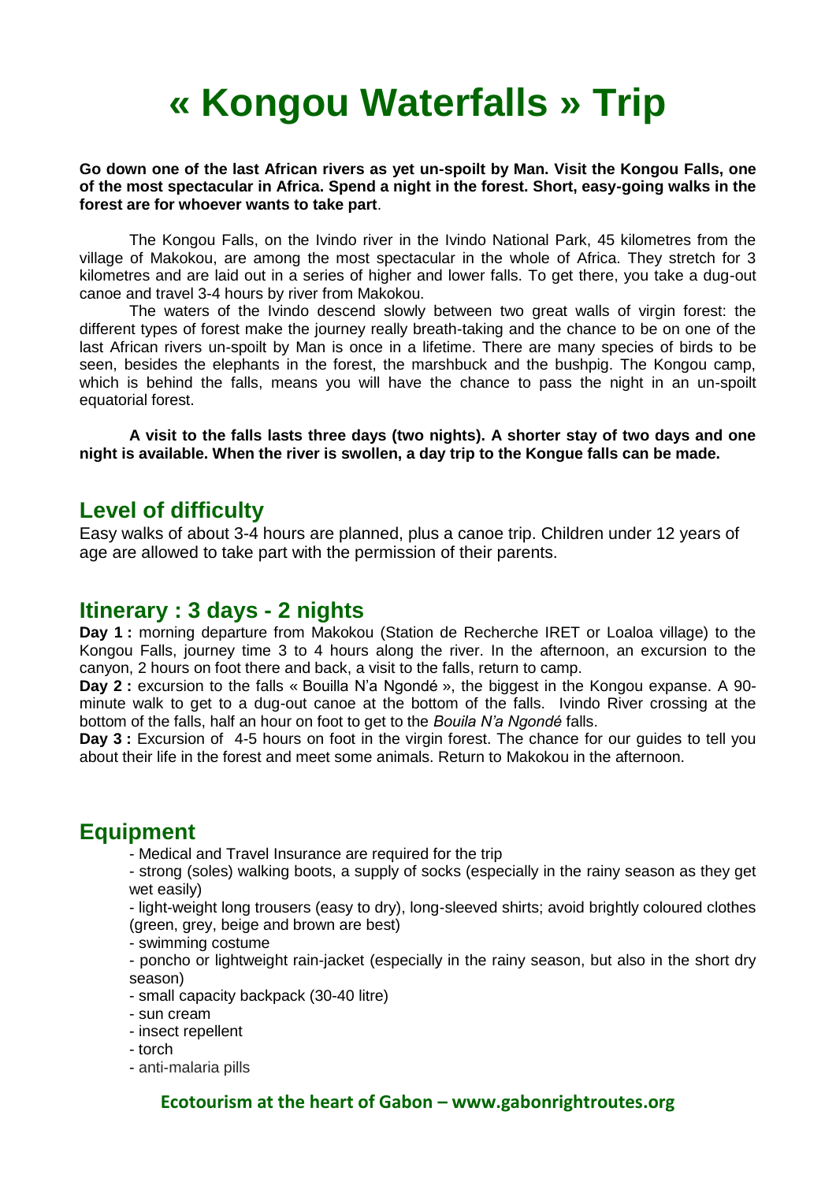# « Kongou Waterfalls » Trip

**Go down one of the last African rivers as yet un-spoilt by Man. Visit the Kongou Falls, one of the most spectacular in Africa. Spend a night in the forest. Short, easy-going walks in the forest are for whoever wants to take part**.

The Kongou Falls, on the Ivindo river in the Ivindo National Park, 45 kilometres from the village of Makokou, are among the most spectacular in the whole of Africa. They stretch for 3 kilometres and are laid out in a series of higher and lower falls. To get there, you take a dug-out canoe and travel 3-4 hours by river from Makokou.

The waters of the Ivindo descend slowly between two great walls of virgin forest: the different types of forest make the journey really breath-taking and the chance to be on one of the last African rivers un-spoilt by Man is once in a lifetime. There are many species of birds to be seen, besides the elephants in the forest, the marshbuck and the bushpig. The Kongou camp, which is behind the falls, means you will have the chance to pass the night in an un-spoilt equatorial forest.

**A visit to the falls lasts three days (two nights). A shorter stay of two days and one night is available. When the river is swollen, a day trip to the Kongue falls can be made.**

## Level of difficulty

Easy walks of about 3-4 hours are planned, plus a canoe trip. Children under 12 years of age are allowed to take part with the permission of their parents.

## Itinerary : 3 days - 2 nights

**Day 1 :** morning departure from Makokou (Station de Recherche IRET or Loaloa village) to the Kongou Falls, journey time 3 to 4 hours along the river. In the afternoon, an excursion to the canyon, 2 hours on foot there and back, a visit to the falls, return to camp.

**Day 2 :** excursion to the falls « Bouilla N'a Ngondé », the biggest in the Kongou expanse. A 90-minute walk to get to a dug-out canoe at the bottom of the falls. Ivindo River crossing at the bottom of the falls, half an hour on foot to get to the *Bouila N'a Ngondé* falls.

**Day 3 :** Excursion of 4-5 hours on foot in the virgin forest. The chance for our guides to tell you about their life in the forest and meet some animals. Return to Makokou in the afternoon.

## Equipment

- Medical and Travel Insurance are required for the trip
- strong (soles) walking boots, a supply of socks (especially in the rainy season as they get wet easily)
- light-weight long trousers (easy to dry), long-sleeved shirts; avoid brightly coloured clothes (green, grey, beige and brown are best)
- swimming costume
- poncho or lightweight rain-jacket (especially in the rainy season, but also in the short dry season)
- small capacity backpack (30-40 litre)
- sun cream
- insect repellent
- torch
- anti-malaria pills

**Ecotourism at the heart of Gabon – www.gabonrightroutes.org**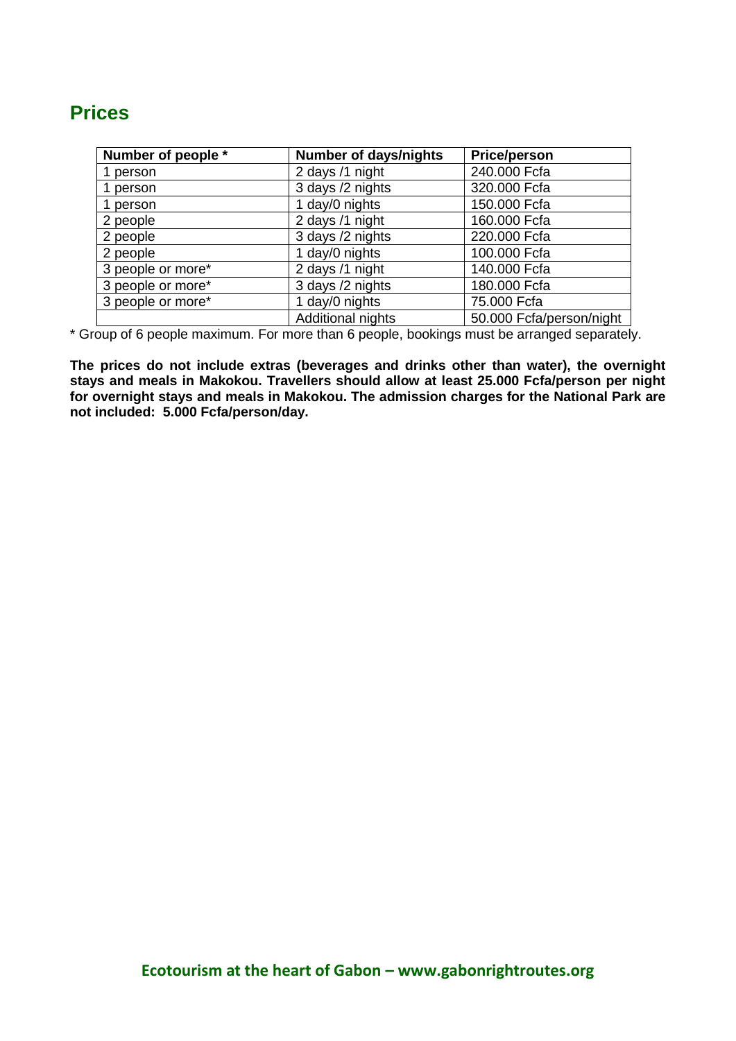## Prices

| Number of people * | Number of days/nights | Price/person |
|---|---|---|
| 1 person | 2 days /1 night | 240.000 Fcfa |
| 1 person | 3 days /2 nights | 320.000 Fcfa |
| 1 person | 1 day/0 nights | 150.000 Fcfa |
| 2 people | 2 days /1 night | 160.000 Fcfa |
| 2 people | 3 days /2 nights | 220.000 Fcfa |
| 2 people | 1 day/0 nights | 100.000 Fcfa |
| 3 people or more* | 2 days /1 night | 140.000 Fcfa |
| 3 people or more* | 3 days /2 nights | 180.000 Fcfa |
| 3 people or more* | 1 day/0 nights | 75.000 Fcfa |
| | Additional nights | 50.000 Fcfa/person/night |

* Group of 6 people maximum. For more than 6 people, bookings must be arranged separately.

**The prices do not include extras (beverages and drinks other than water), the overnight stays and meals in Makokou. Travellers should allow at least 25.000 Fcfa/person per night for overnight stays and meals in Makokou. The admission charges for the National Park are not included: 5.000 Fcfa/person/day.**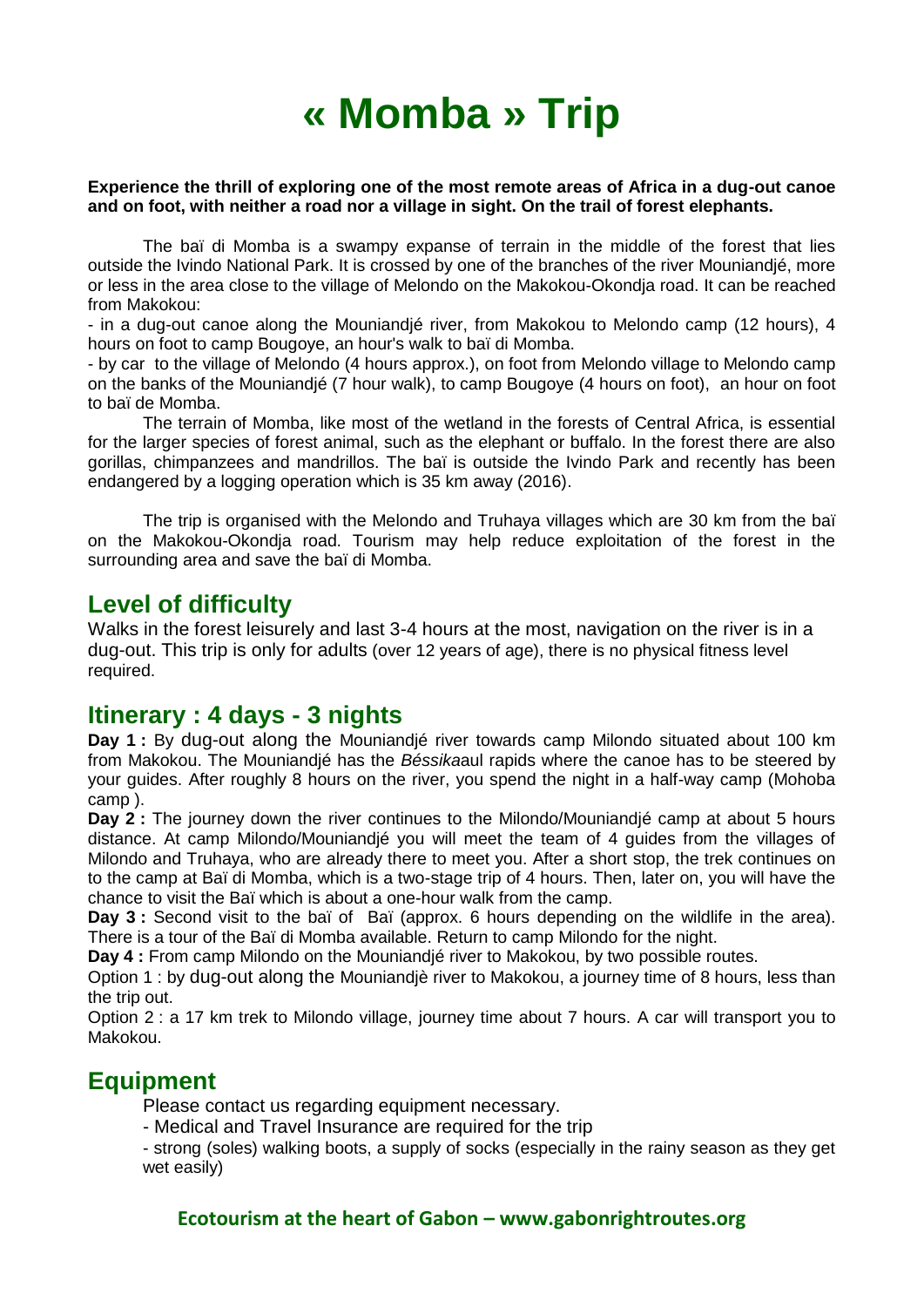# « Momba » Trip

**Experience the thrill of exploring one of the most remote areas of Africa in a dug-out canoe and on foot, with neither a road nor a village in sight. On the trail of forest elephants.**

The baï di Momba is a swampy expanse of terrain in the middle of the forest that lies outside the Ivindo National Park. It is crossed by one of the branches of the river Mouniandjé, more or less in the area close to the village of Melondo on the Makokou-Okondja road. It can be reached from Makokou:

- in a dug-out canoe along the Mouniandjé river, from Makokou to Melondo camp (12 hours), 4 hours on foot to camp Bougoye, an hour's walk to baï di Momba.
- by car to the village of Melondo (4 hours approx.), on foot from Melondo village to Melondo camp on the banks of the Mouniandjé (7 hour walk), to camp Bougoye (4 hours on foot), an hour on foot to baï de Momba.

The terrain of Momba, like most of the wetland in the forests of Central Africa, is essential for the larger species of forest animal, such as the elephant or buffalo. In the forest there are also gorillas, chimpanzees and mandrillos. The baï is outside the Ivindo Park and recently has been endangered by a logging operation which is 35 km away (2016).

The trip is organised with the Melondo and Truhaya villages which are 30 km from the baï on the Makokou-Okondja road. Tourism may help reduce exploitation of the forest in the surrounding area and save the baï di Momba.

## Level of difficulty

Walks in the forest leisurely and last 3-4 hours at the most, navigation on the river is in a dug-out. This trip is only for adults (over 12 years of age), there is no physical fitness level required.

## Itinerary : 4 days - 3 nights

**Day 1 :** By dug-out along the Mouniandjé river towards camp Milondo situated about 100 km from Makokou. The Mouniandjé has the *Béssika*aul rapids where the canoe has to be steered by your guides. After roughly 8 hours on the river, you spend the night in a half-way camp (Mohoba camp ).

**Day 2 :** The journey down the river continues to the Milondo/Mouniandjé camp at about 5 hours distance. At camp Milondo/Mouniandjé you will meet the team of 4 guides from the villages of Milondo and Truhaya, who are already there to meet you. After a short stop, the trek continues on to the camp at Baï di Momba, which is a two-stage trip of 4 hours. Then, later on, you will have the chance to visit the Baï which is about a one-hour walk from the camp.

**Day 3 :** Second visit to the baï of Baï (approx. 6 hours depending on the wildlife in the area). There is a tour of the Baï di Momba available. Return to camp Milondo for the night.

**Day 4 :** From camp Milondo on the Mouniandjé river to Makokou, by two possible routes.

Option 1 : by dug-out along the Mouniandjè river to Makokou, a journey time of 8 hours, less than the trip out.

Option 2 : a 17 km trek to Milondo village, journey time about 7 hours. A car will transport you to Makokou.

## Equipment

Please contact us regarding equipment necessary.

- Medical and Travel Insurance are required for the trip
- strong (soles) walking boots, a supply of socks (especially in the rainy season as they get wet easily)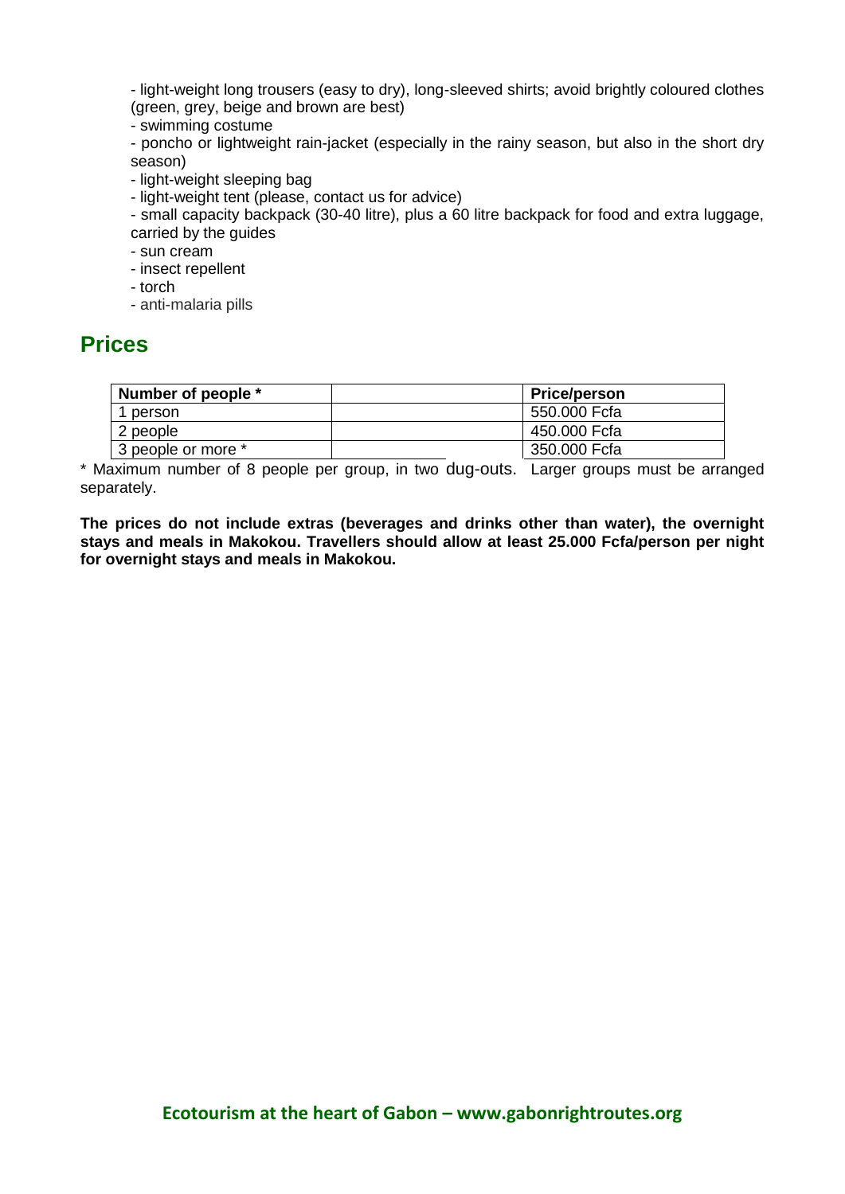- light-weight long trousers (easy to dry), long-sleeved shirts; avoid brightly coloured clothes (green, grey, beige and brown are best)
- swimming costume
- poncho or lightweight rain-jacket (especially in the rainy season, but also in the short dry season)
- light-weight sleeping bag
- light-weight tent (please, contact us for advice)
- small capacity backpack (30-40 litre), plus a 60 litre backpack for food and extra luggage, carried by the guides
- sun cream
- insect repellent
- torch
- anti-malaria pills

## Prices

| Number of people * | | Price/person |
|---|---|---|
| 1 person | | 550.000 Fcfa |
| 2 people | | 450.000 Fcfa |
| 3 people or more * | | 350.000 Fcfa |

* Maximum number of 8 people per group, in two dug-outs. Larger groups must be arranged separately.

**The prices do not include extras (beverages and drinks other than water), the overnight stays and meals in Makokou. Travellers should allow at least 25.000 Fcfa/person per night for overnight stays and meals in Makokou.**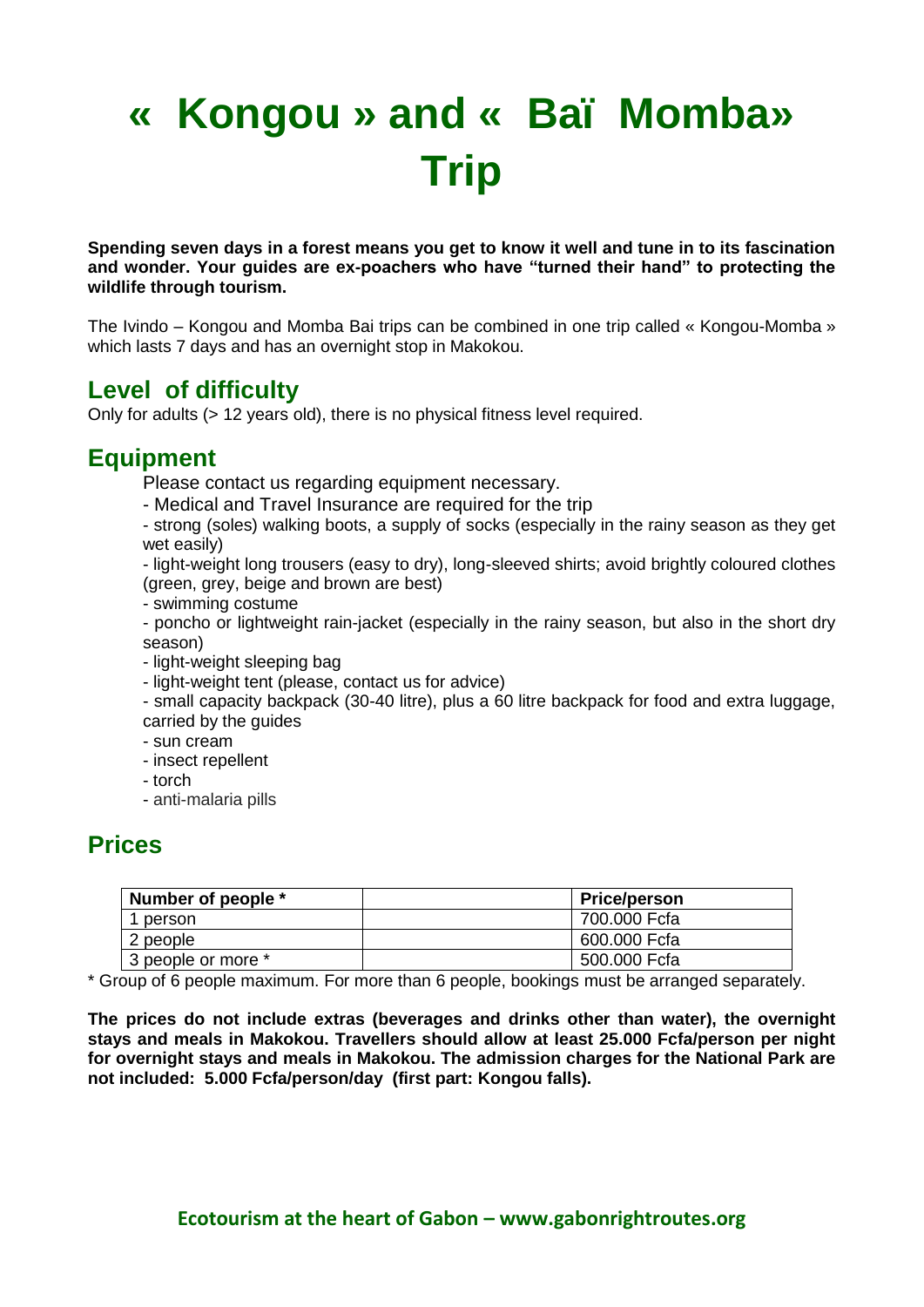# « Kongou » and « Baï Momba» Trip

**Spending seven days in a forest means you get to know it well and tune in to its fascination and wonder. Your guides are ex-poachers who have "turned their hand" to protecting the wildlife through tourism.**

The Ivindo – Kongou and Momba Bai trips can be combined in one trip called « Kongou-Momba » which lasts 7 days and has an overnight stop in Makokou.

## Level of difficulty

Only for adults (> 12 years old), there is no physical fitness level required.

## Equipment

Please contact us regarding equipment necessary.

- Medical and Travel Insurance are required for the trip
- strong (soles) walking boots, a supply of socks (especially in the rainy season as they get wet easily)
- light-weight long trousers (easy to dry), long-sleeved shirts; avoid brightly coloured clothes (green, grey, beige and brown are best)
- swimming costume
- poncho or lightweight rain-jacket (especially in the rainy season, but also in the short dry season)
- light-weight sleeping bag
- light-weight tent (please, contact us for advice)
- small capacity backpack (30-40 litre), plus a 60 litre backpack for food and extra luggage, carried by the guides
- sun cream
- insect repellent
- torch
- anti-malaria pills

## Prices

| Number of people * | | Price/person |
|---|---|---|
| 1 person | | 700.000 Fcfa |
| 2 people | | 600.000 Fcfa |
| 3 people or more * | | 500.000 Fcfa |

* Group of 6 people maximum. For more than 6 people, bookings must be arranged separately.

**The prices do not include extras (beverages and drinks other than water), the overnight stays and meals in Makokou. Travellers should allow at least 25.000 Fcfa/person per night for overnight stays and meals in Makokou. The admission charges for the National Park are not included: 5.000 Fcfa/person/day (first part: Kongou falls).**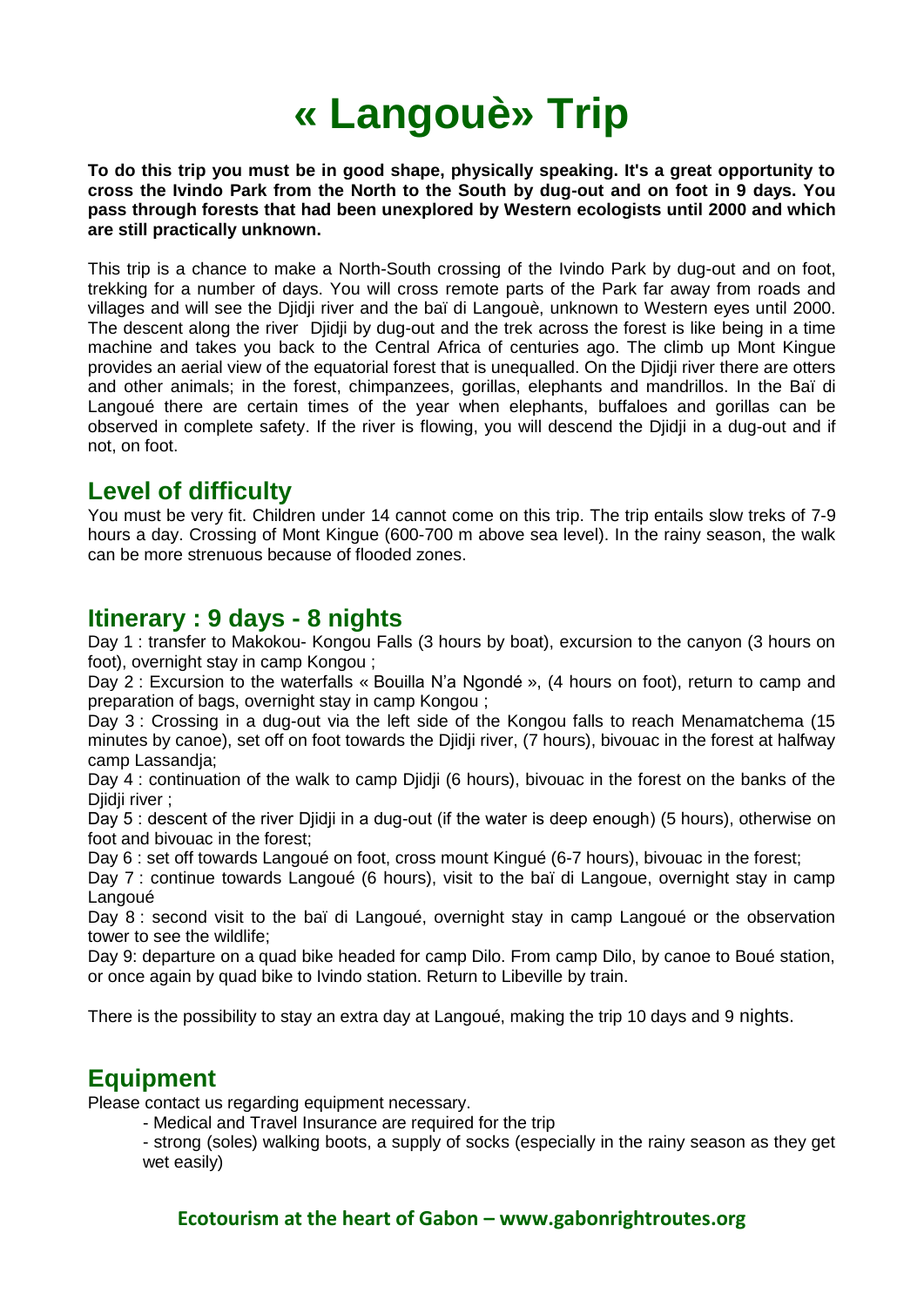# « Langouè» Trip

**To do this trip you must be in good shape, physically speaking. It's a great opportunity to cross the Ivindo Park from the North to the South by dug-out and on foot in 9 days. You pass through forests that had been unexplored by Western ecologists until 2000 and which are still practically unknown.**

This trip is a chance to make a North-South crossing of the Ivindo Park by dug-out and on foot, trekking for a number of days. You will cross remote parts of the Park far away from roads and villages and will see the Djidji river and the baï di Langouè, unknown to Western eyes until 2000. The descent along the river Djidji by dug-out and the trek across the forest is like being in a time machine and takes you back to the Central Africa of centuries ago. The climb up Mont Kingue provides an aerial view of the equatorial forest that is unequalled. On the Djidji river there are otters and other animals; in the forest, chimpanzees, gorillas, elephants and mandrillos. In the Baï di Langoué there are certain times of the year when elephants, buffaloes and gorillas can be observed in complete safety. If the river is flowing, you will descend the Djidji in a dug-out and if not, on foot.

## Level of difficulty

You must be very fit. Children under 14 cannot come on this trip. The trip entails slow treks of 7-9 hours a day. Crossing of Mont Kingue (600-700 m above sea level). In the rainy season, the walk can be more strenuous because of flooded zones.

## Itinerary : 9 days - 8 nights

Day 1 : transfer to Makokou- Kongou Falls (3 hours by boat), excursion to the canyon (3 hours on foot), overnight stay in camp Kongou ;
Day 2 : Excursion to the waterfalls « Bouilla N'a Ngondé », (4 hours on foot), return to camp and preparation of bags, overnight stay in camp Kongou ;
Day 3 : Crossing in a dug-out via the left side of the Kongou falls to reach Menamatchema (15 minutes by canoe), set off on foot towards the Djidji river, (7 hours), bivouac in the forest at halfway camp Lassandja;
Day 4 : continuation of the walk to camp Djidji (6 hours), bivouac in the forest on the banks of the Djidji river ;
Day 5 : descent of the river Djidji in a dug-out (if the water is deep enough) (5 hours), otherwise on foot and bivouac in the forest;
Day 6 : set off towards Langoué on foot, cross mount Kingué (6-7 hours), bivouac in the forest;
Day 7 : continue towards Langoué (6 hours), visit to the baï di Langoue, overnight stay in camp Langoué
Day 8 : second visit to the baï di Langoué, overnight stay in camp Langoué or the observation tower to see the wildlife;
Day 9: departure on a quad bike headed for camp Dilo. From camp Dilo, by canoe to Boué station, or once again by quad bike to Ivindo station. Return to Libeville by train.

There is the possibility to stay an extra day at Langoué, making the trip 10 days and 9 nights.

## Equipment

Please contact us regarding equipment necessary.

- Medical and Travel Insurance are required for the trip
- strong (soles) walking boots, a supply of socks (especially in the rainy season as they get wet easily)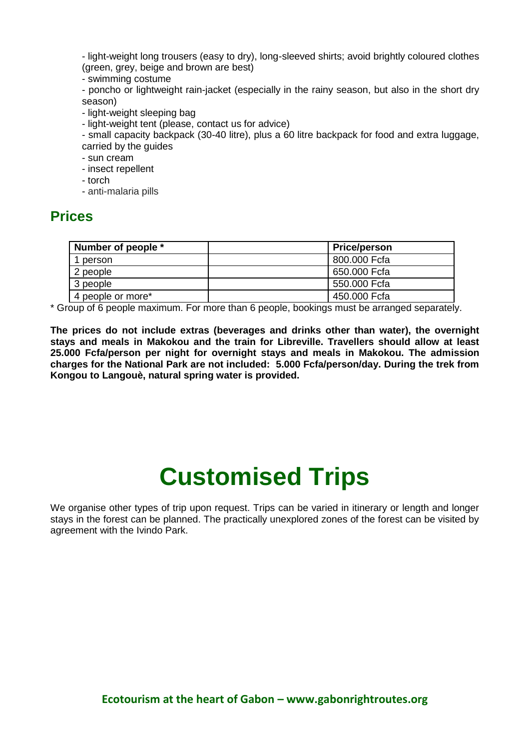- light-weight long trousers (easy to dry), long-sleeved shirts; avoid brightly coloured clothes (green, grey, beige and brown are best)
- swimming costume
- poncho or lightweight rain-jacket (especially in the rainy season, but also in the short dry season)
- light-weight sleeping bag
- light-weight tent (please, contact us for advice)
- small capacity backpack (30-40 litre), plus a 60 litre backpack for food and extra luggage, carried by the guides
- sun cream
- insect repellent
- torch
- anti-malaria pills

## Prices

| Number of people * | | Price/person |
|---|---|---|
| 1 person | | 800.000 Fcfa |
| 2 people | | 650.000 Fcfa |
| 3 people | | 550.000 Fcfa |
| 4 people or more* | | 450.000 Fcfa |

* Group of 6 people maximum. For more than 6 people, bookings must be arranged separately.

**The prices do not include extras (beverages and drinks other than water), the overnight stays and meals in Makokou and the train for Libreville. Travellers should allow at least 25.000 Fcfa/person per night for overnight stays and meals in Makokou. The admission charges for the National Park are not included: 5.000 Fcfa/person/day. During the trek from Kongou to Langouè, natural spring water is provided.**

# Customised Trips

We organise other types of trip upon request. Trips can be varied in itinerary or length and longer stays in the forest can be planned. The practically unexplored zones of the forest can be visited by agreement with the Ivindo Park.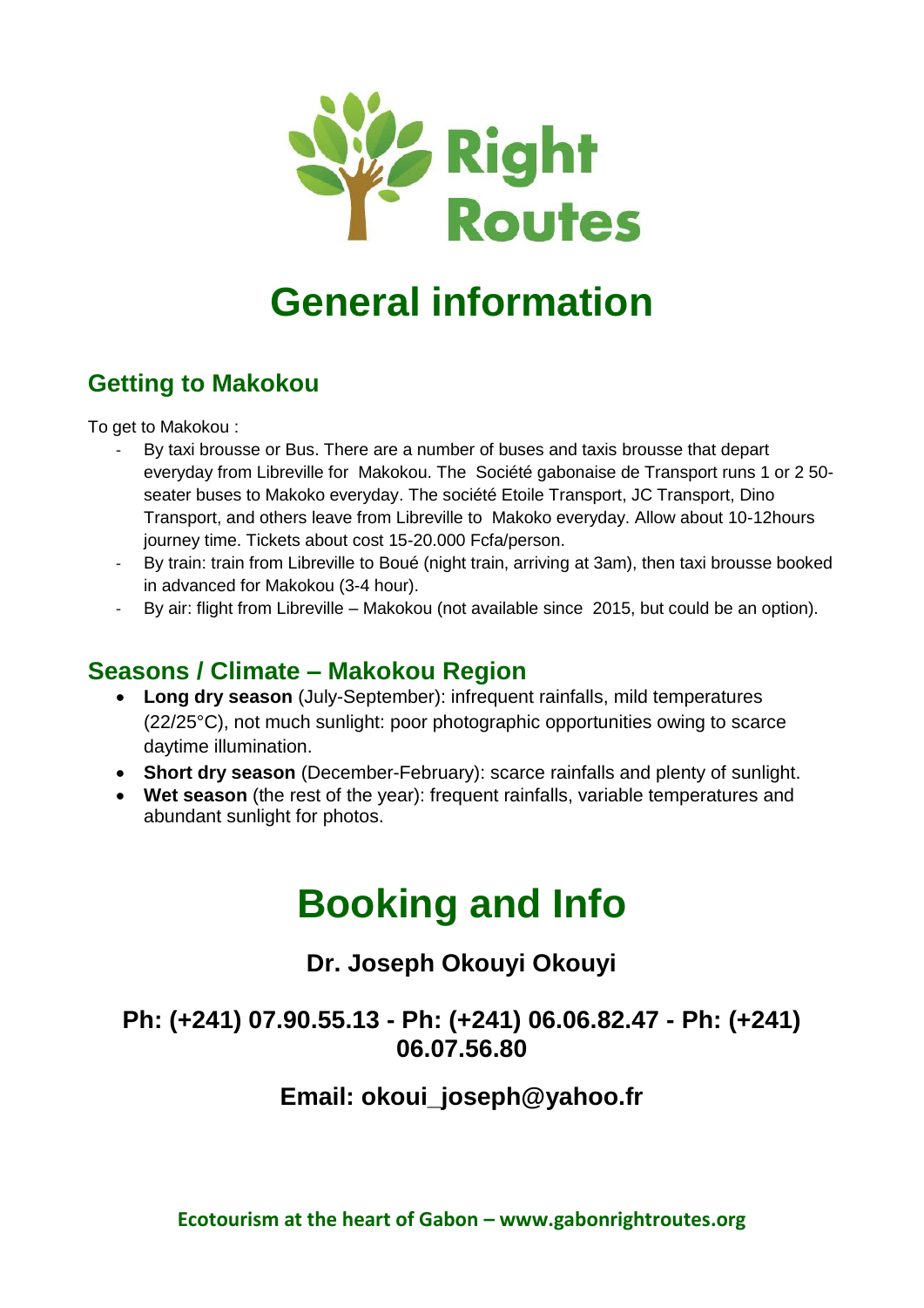Right Routes

# General information

## Getting to Makokou

To get to Makokou :

- By taxi brousse or Bus. There are a number of buses and taxis brousse that depart everyday from Libreville for Makokou. The Société gabonaise de Transport runs 1 or 2 50-seater buses to Makoko everyday. The société Etoile Transport, JC Transport, Dino Transport, and others leave from Libreville to Makoko everyday. Allow about 10-12hours journey time. Tickets about cost 15-20.000 Fcfa/person.
- By train: train from Libreville to Boué (night train, arriving at 3am), then taxi brousse booked in advanced for Makokou (3-4 hour).
- By air: flight from Libreville – Makokou (not available since 2015, but could be an option).

## Seasons / Climate – Makokou Region

- **Long dry season** (July-September): infrequent rainfalls, mild temperatures (22/25°C), not much sunlight: poor photographic opportunities owing to scarce daytime illumination.
- **Short dry season** (December-February): scarce rainfalls and plenty of sunlight.
- **Wet season** (the rest of the year): frequent rainfalls, variable temperatures and abundant sunlight for photos.

# Booking and Info

### Dr. Joseph Okouyi Okouyi

### Ph: (+241) 07.90.55.13 - Ph: (+241) 06.06.82.47 - Ph: (+241) 06.07.56.80

### Email: okoui_joseph@yahoo.fr

**Ecotourism at the heart of Gabon – www.gabonrightroutes.org**